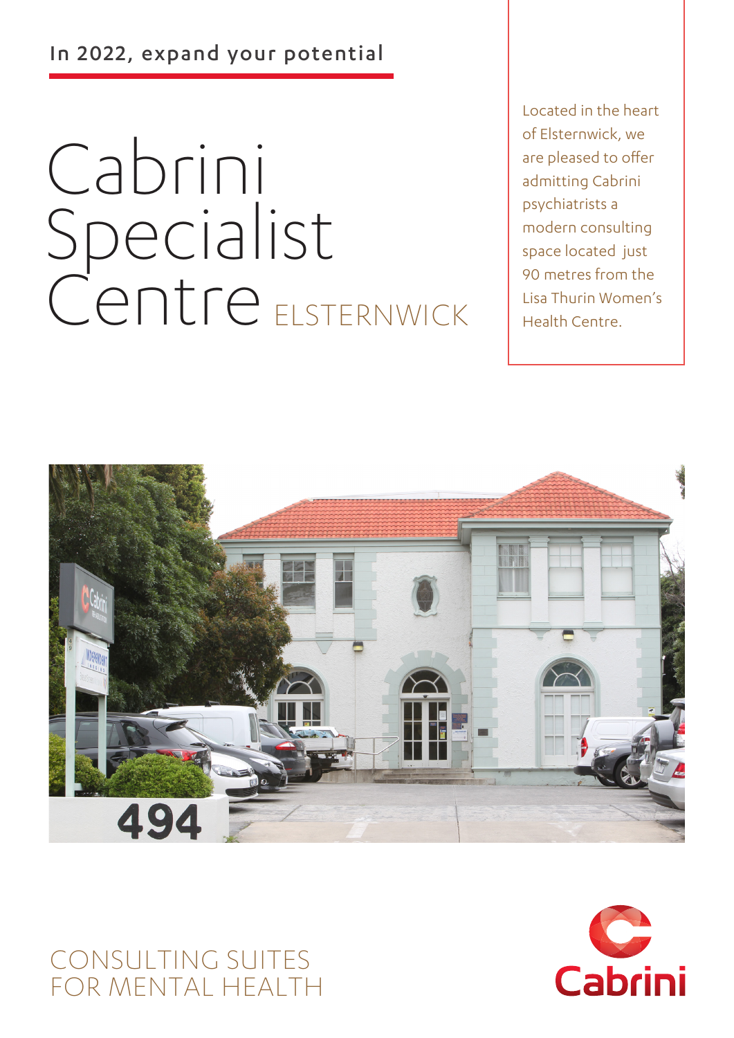In 2022, expand your potential

# Cabrini Specialist Centre ELSTERNWICK

Located in the heart of Elsternwick, we are pleased to offer admitting Cabrini psychiatrists a modern consulting space located just 90 metres from the Lisa Thurin Women's Health Centre.

## CONSULTING SUITES FOR MENTAL HEALTH

Cabrini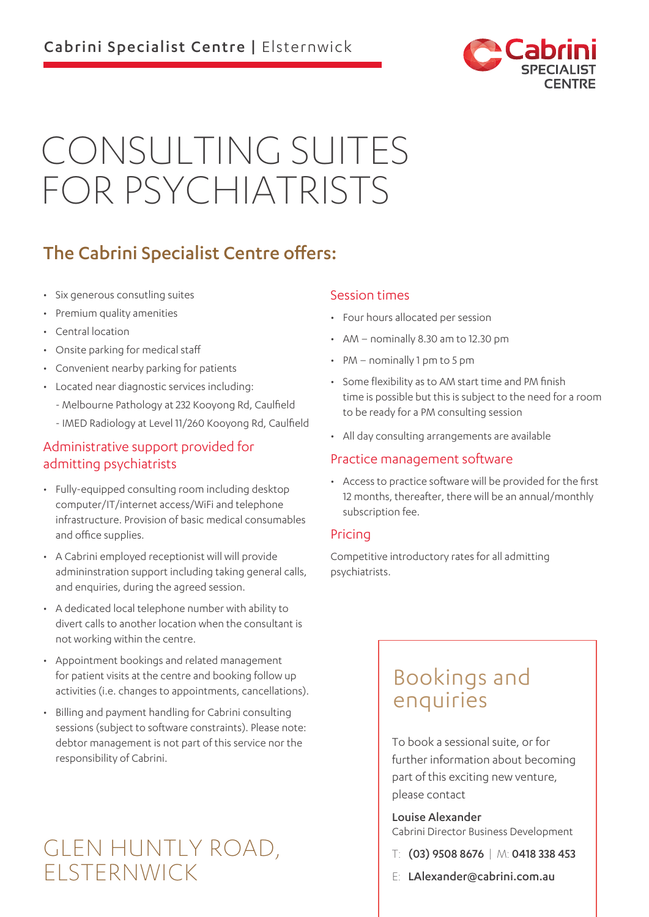Cabrini Specialist Centre | Elsternwick

# CONSULTING SUITES FOR PSYCHIATRISTS

## The Cabrini Specialist Centre offers:

- Six generous consulting suites
- Premium quality amenities
- Central location
- Onsite parking for medical staff
- Convenient nearby parking for patients
- Located near diagnostic services including:
  - Melbourne Pathology at 232 Kooyong Rd, Caulfield
  - IMED Radiology at Level 11/260 Kooyong Rd, Caulfield

### Administrative support provided for admitting psychiatrists

- Fully-equipped consulting room including desktop computer/IT/internet access/WiFi and telephone infrastructure. Provision of basic medical consumables and office supplies.
- A Cabrini employed receptionist will will provide admininstration support including taking general calls, and enquiries, during the agreed session.
- A dedicated local telephone number with ability to divert calls to another location when the consultant is not working within the centre.
- Appointment bookings and related management for patient visits at the centre and booking follow up activities (i.e. changes to appointments, cancellations).
- Billing and payment handling for Cabrini consulting sessions (subject to software constraints). Please note: debtor management is not part of this service nor the responsibility of Cabrini.

### Session times

- Four hours allocated per session
- AM – nominally 8.30 am to 12.30 pm
- PM – nominally 1 pm to 5 pm
- Some flexibility as to AM start time and PM finish time is possible but this is subject to the need for a room to be ready for a PM consulting session
- All day consulting arrangements are available

### Practice management software

- Access to practice software will be provided for the first 12 months, thereafter, there will be an annual/monthly subscription fee.

### Pricing

Competitive introductory rates for all admitting psychiatrists.

## GLEN HUNTLY ROAD, ELSTERNWICK

## Bookings and enquiries

To book a sessional suite, or for further information about becoming part of this exciting new venture, please contact

**Louise Alexander**
Cabrini Director Business Development

T: **(03) 9508 8676** | M: **0418 338 453**

E: **LAlexander@cabrini.com.au**